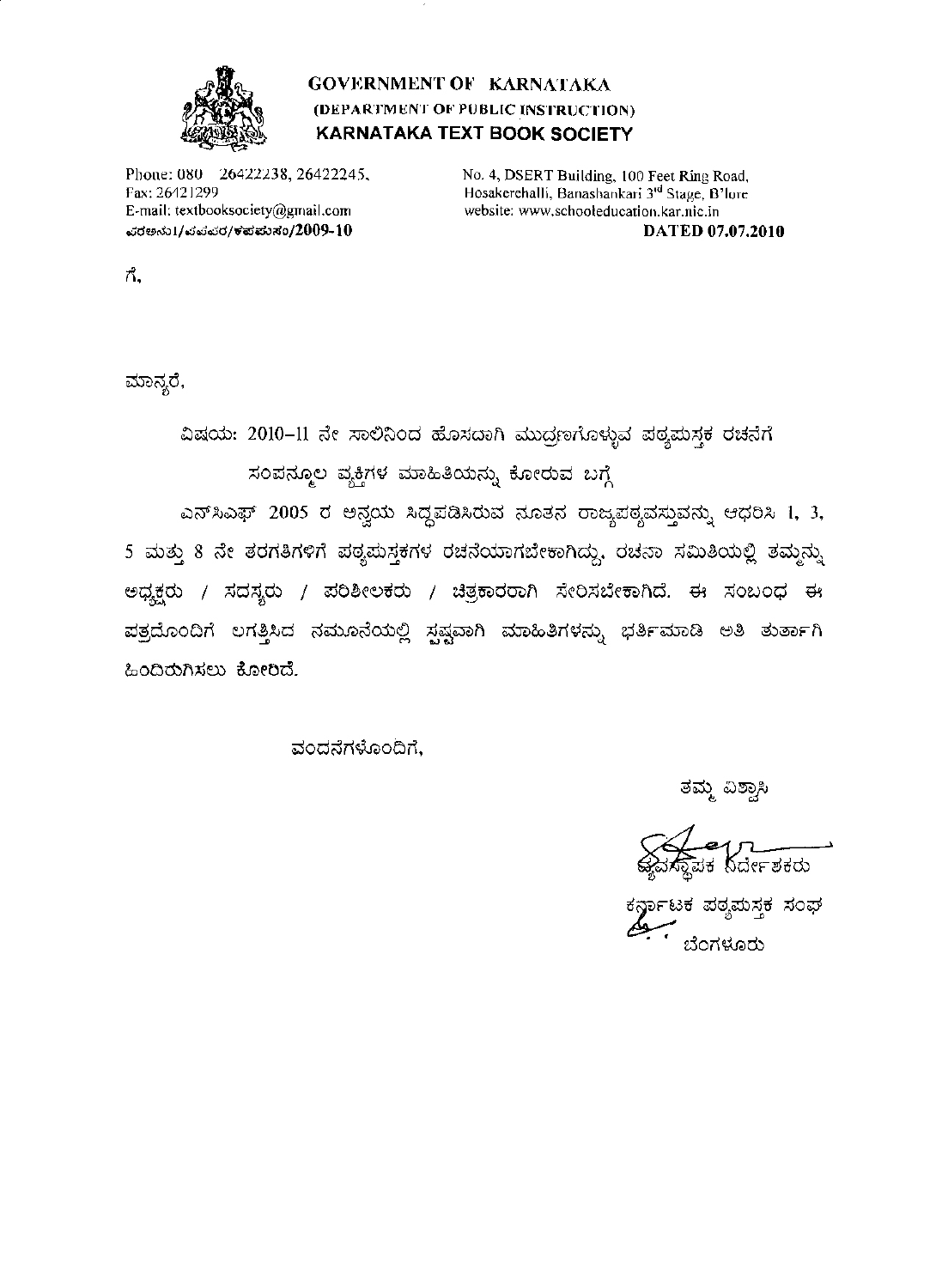# GOVERNMENT OF KARNATAKA
**(DEPARTMENT OF PUBLIC INSTRUCTION)**
## KARNATAKA TEXT BOOK SOCIETY

Phone: 080 26422238, 26422245,
Fax: 26421299
E-mail: textbooksociety@gmail.com
ಪಠಅನು1/ಪಪರ/ಕಪಪುಸಂ/2009-10

No. 4, DSERT Building, 100 Feet Ring Road,
Hosakerehalli, Banashankari 3rd Stage, B'lore
website: www.schooleducation.kar.nic.in
**DATED 07.07.2010**

ಗೆ,

ಮಾನ್ಯರೆ,

ವಿಷಯ: 2010–11 ನೇ ಸಾಲಿನಿಂದ ಹೊಸದಾಗಿ ಮುದ್ರಣಗೊಳ್ಳುವ ಪಠ್ಯಪುಸ್ತಕ ರಚನೆಗೆ ಸಂಪನ್ಮೂಲ ವ್ಯಕ್ತಿಗಳ ಮಾಹಿತಿಯನ್ನು ಕೋರುವ ಬಗ್ಗೆ

ಎನ್‌ಸಿಎಫ್ 2005 ರ ಅನ್ವಯ ಸಿದ್ಧಪಡಿಸಿರುವ ನೂತನ ರಾಜ್ಯಪಠ್ಯವಸ್ತುವನ್ನು ಆಧರಿಸಿ 1, 3, 5 ಮತ್ತು 8 ನೇ ತರಗತಿಗಳಿಗೆ ಪಠ್ಯಪುಸ್ತಕಗಳ ರಚನೆಯಾಗಬೇಕಾಗಿದ್ದು, ರಚನಾ ಸಮಿತಿಯಲ್ಲಿ ತಮ್ಮನ್ನು ಅಧ್ಯಕ್ಷರು / ಸದಸ್ಯರು / ಪರಿಶೀಲಕರು / ಚಿತ್ರಕಾರರಾಗಿ ಸೇರಿಸಬೇಕಾಗಿದೆ. ಈ ಸಂಬಂಧ ಈ ಪತ್ರದೊಂದಿಗೆ ಲಗತ್ತಿಸಿದ ನಮೂನೆಯಲ್ಲಿ ಸ್ಪಷ್ಟವಾಗಿ ಮಾಹಿತಿಗಳನ್ನು ಭರ್ತಿಮಾಡಿ ಅತಿ ತುರ್ತಾಗಿ ಹಿಂದಿರುಗಿಸಲು ಕೋರಿದೆ.

ವಂದನೆಗಳೊಂದಿಗೆ,

ತಮ್ಮ ವಿಶ್ವಾಸಿ

ವ್ಯವಸ್ಥಾಪಕ ನಿರ್ದೇಶಕರು
ಕರ್ನಾಟಕ ಪಠ್ಯಪುಸ್ತಕ ಸಂಘ
ಬೆಂಗಳೂರು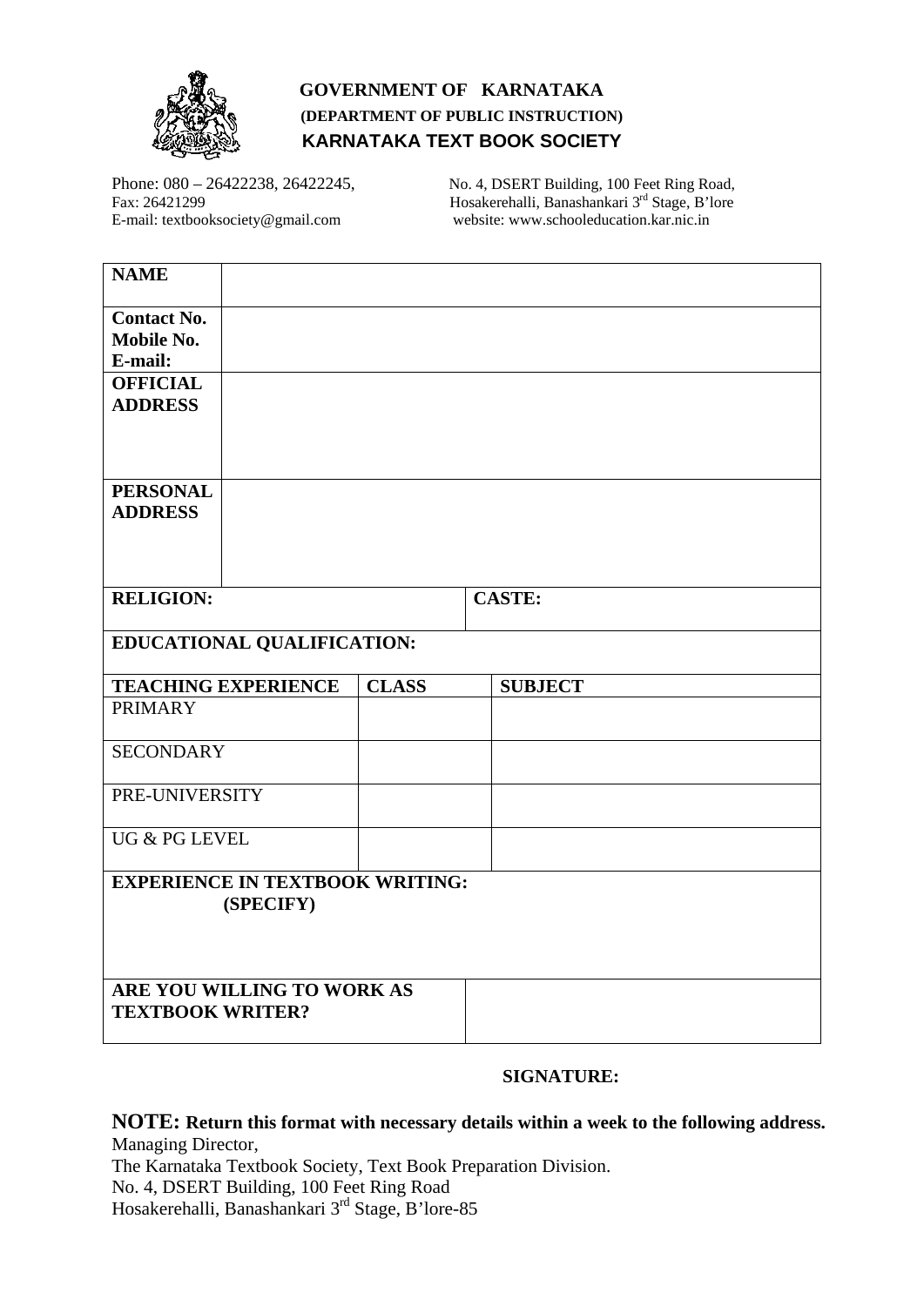# GOVERNMENT OF KARNATAKA
## (DEPARTMENT OF PUBLIC INSTRUCTION)
## KARNATAKA TEXT BOOK SOCIETY

Phone: 080 – 26422238, 26422245,
Fax: 26421299
E-mail: textbooksociety@gmail.com

No. 4, DSERT Building, 100 Feet Ring Road,
Hosakerehalli, Banashankari 3rd Stage, B'lore
website: www.schooleducation.kar.nic.in

| **NAME** | | | |
|---|---|---|---|
| **Contact No.**<br>**Mobile No.**<br>**E-mail:** | | | |
| **OFFICIAL ADDRESS** | | | |
| **PERSONAL ADDRESS** | | | |
| **RELIGION:** | | **CASTE:** | |
| **EDUCATIONAL QUALIFICATION:** | | | |
| **TEACHING EXPERIENCE** | **CLASS** | **SUBJECT** | |
| PRIMARY | | | |
| SECONDARY | | | |
| PRE-UNIVERSITY | | | |
| UG & PG LEVEL | | | |
| **EXPERIENCE IN TEXTBOOK WRITING: (SPECIFY)** | | | |
| **ARE YOU WILLING TO WORK AS TEXTBOOK WRITER?** | | | |

**SIGNATURE:**

**NOTE: Return this format with necessary details within a week to the following address.**
Managing Director,
The Karnataka Textbook Society, Text Book Preparation Division.
No. 4, DSERT Building, 100 Feet Ring Road
Hosakerehalli, Banashankari 3rd Stage, B'lore-85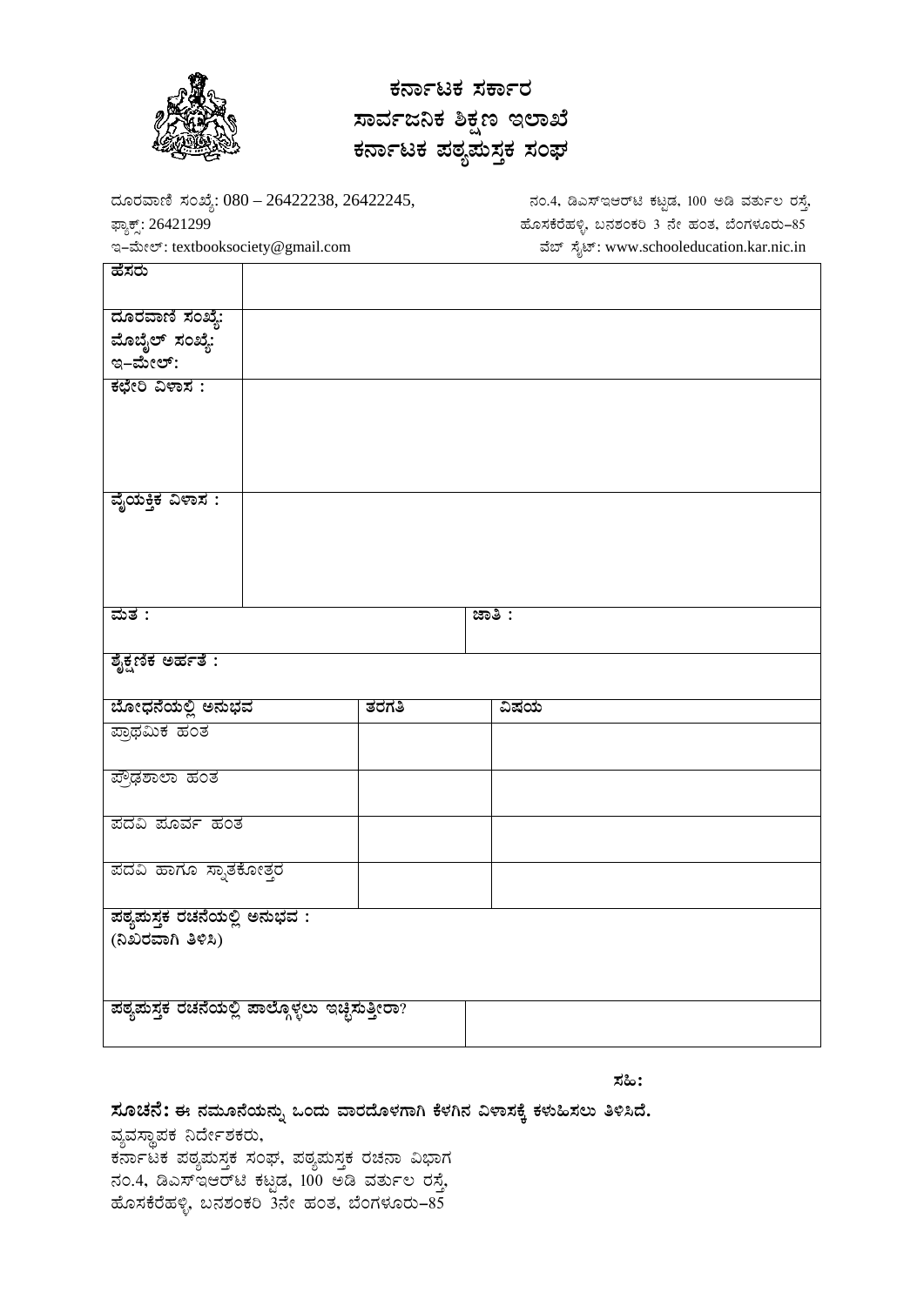# ಕರ್ನಾಟಕ ಸರ್ಕಾರ
## ಸಾರ್ವಜನಿಕ ಶಿಕ್ಷಣ ಇಲಾಖೆ
## ಕರ್ನಾಟಕ ಪಠ್ಯಪುಸ್ತಕ ಸಂಘ

ದೂರವಾಣಿ ಸಂಖ್ಯೆ: 080 – 26422238, 26422245,
ಫ್ಯಾಕ್ಸ್: 26421299
ಇ–ಮೇಲ್: textbooksociety@gmail.com

ನಂ.4, ಡಿಎಸ್ಇಆರ್‌ಟಿ ಕಟ್ಟಡ, 100 ಅಡಿ ವರ್ತುಲ ರಸ್ತೆ,
ಹೊಸಕೆರೆಹಳ್ಳಿ, ಬನಶಂಕರಿ 3 ನೇ ಹಂತ, ಬೆಂಗಳೂರು–85
ವೆಬ್ ಸೈಟ್: www.schooleducation.kar.nic.in

| | |
|---|---|
| **ಹೆಸರು** | |
| **ದೂರವಾಣಿ ಸಂಖ್ಯೆ:**<br>**ಮೊಬೈಲ್ ಸಂಖ್ಯೆ:**<br>**ಇ–ಮೇಲ್:** | |
| **ಕಛೇರಿ ವಿಳಾಸ :** | |
| **ವೈಯಕ್ತಿಕ ವಿಳಾಸ :** | |
| **ಮತ :** | **ಜಾತಿ :** |
| **ಶೈಕ್ಷಣಿಕ ಅರ್ಹತೆ :** | |

| **ಬೋಧನೆಯಲ್ಲಿ ಅನುಭವ** | **ತರಗತಿ** | **ವಿಷಯ** |
|---|---|---|
| ಪ್ರಾಥಮಿಕ ಹಂತ | | |
| ಪ್ರೌಢಶಾಲಾ ಹಂತ | | |
| ಪದವಿ ಪೂರ್ವ ಹಂತ | | |
| ಪದವಿ ಹಾಗೂ ಸ್ನಾತಕೋತ್ತರ | | |

| | |
|---|---|
| **ಪಠ್ಯಪುಸ್ತಕ ರಚನೆಯಲ್ಲಿ ಅನುಭವ :**<br>**(ನಿಖರವಾಗಿ ತಿಳಿಸಿ)** | |
| **ಪಠ್ಯಪುಸ್ತಕ ರಚನೆಯಲ್ಲಿ ಪಾಲ್ಗೊಳ್ಳಲು ಇಚ್ಛಿಸುತ್ತೀರಾ?** | |

**ಸಹಿ:**

**ಸೂಚನೆ: ಈ ನಮೂನೆಯನ್ನು ಒಂದು ವಾರದೊಳಗಾಗಿ ಕೆಳಗಿನ ವಿಳಾಸಕ್ಕೆ ಕಳುಹಿಸಲು ತಿಳಿಸಿದೆ.**

ವ್ಯವಸ್ಥಾಪಕ ನಿರ್ದೇಶಕರು,
ಕರ್ನಾಟಕ ಪಠ್ಯಪುಸ್ತಕ ಸಂಘ, ಪಠ್ಯಪುಸ್ತಕ ರಚನಾ ವಿಭಾಗ
ನಂ.4, ಡಿಎಸ್ಇಆರ್‌ಟಿ ಕಟ್ಟಡ, 100 ಅಡಿ ವರ್ತುಲ ರಸ್ತೆ,
ಹೊಸಕೆರೆಹಳ್ಳಿ, ಬನಶಂಕರಿ 3ನೇ ಹಂತ, ಬೆಂಗಳೂರು–85